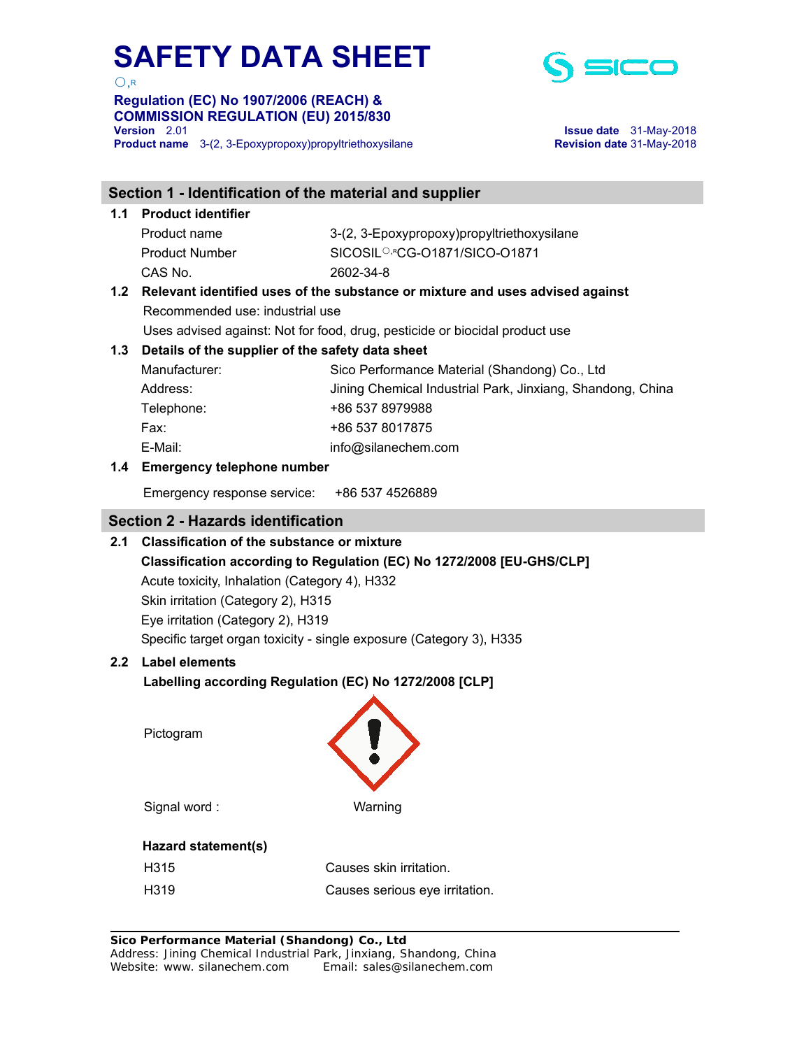# SAFETY DATA SHEET

○,R

**Regulation (EC) No 1907/2006 (REACH) & COMMISSION REGULATION (EU) 2015/830**

**Version** 2.01
**Product name** 3-(2, 3-Epoxypropoxy)propyltriethoxysilane

**Issue date** 31-May-2018
**Revision date** 31-May-2018

## Section 1 - Identification of the material and supplier

### 1.1 Product identifier

| | |
|---|---|
| Product name | 3-(2, 3-Epoxypropoxy)propyltriethoxysilane |
| Product Number | SICOSIL○,RCG-O1871/SICO-O1871 |
| CAS No. | 2602-34-8 |

### 1.2 Relevant identified uses of the substance or mixture and uses advised against

Recommended use: industrial use

Uses advised against: Not for food, drug, pesticide or biocidal product use

### 1.3 Details of the supplier of the safety data sheet

| | |
|---|---|
| Manufacturer: | Sico Performance Material (Shandong) Co., Ltd |
| Address: | Jining Chemical Industrial Park, Jinxiang, Shandong, China |
| Telephone: | +86 537 8979988 |
| Fax: | +86 537 8017875 |
| E-Mail: | info@silanechem.com |

### 1.4 Emergency telephone number

Emergency response service: +86 537 4526889

## Section 2 - Hazards identification

### 2.1 Classification of the substance or mixture

**Classification according to Regulation (EC) No 1272/2008 [EU-GHS/CLP]**

Acute toxicity, Inhalation (Category 4), H332

Skin irritation (Category 2), H315

Eye irritation (Category 2), H319

Specific target organ toxicity - single exposure (Category 3), H335

### 2.2 Label elements

**Labelling according Regulation (EC) No 1272/2008 [CLP]**

Pictogram

Signal word : Warning

**Hazard statement(s)**

| | |
|---|---|
| H315 | Causes skin irritation. |
| H319 | Causes serious eye irritation. |

**Sico Performance Material (Shandong) Co., Ltd**
Address: Jining Chemical Industrial Park, Jinxiang, Shandong, China
Website: www. silanechem.com Email: sales@silanechem.com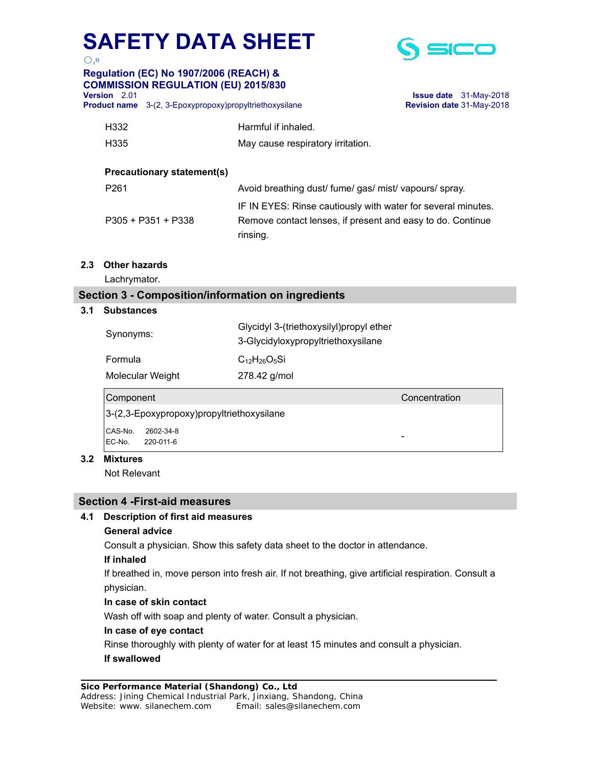| | |
|---|---|
| H332 | Harmful if inhaled. |
| H335 | May cause respiratory irritation. |

**Precautionary statement(s)**

| | |
|---|---|
| P261 | Avoid breathing dust/ fume/ gas/ mist/ vapours/ spray. |
| P305 + P351 + P338 | IF IN EYES: Rinse cautiously with water for several minutes. Remove contact lenses, if present and easy to do. Continue rinsing. |

### 2.3 Other hazards

Lachrymator.

## Section 3 - Composition/information on ingredients

### 3.1 Substances

| | |
|---|---|
| Synonyms: | Glycidyl 3-(triethoxysilyl)propyl ether<br>3-Glycidyloxypropyltriethoxysilane |
| Formula | $C_{12}H_{26}O_5Si$ |
| Molecular Weight | 278.42 g/mol |

| Component | Concentration |
|---|---|
| 3-(2,3-Epoxypropoxy)propyltriethoxysilane<br>CAS-No. 2602-34-8<br>EC-No. 220-011-6 | - |

### 3.2 Mixtures

Not Relevant

## Section 4 -First-aid measures

### 4.1 Description of first aid measures

**General advice**

Consult a physician. Show this safety data sheet to the doctor in attendance.

**If inhaled**

If breathed in, move person into fresh air. If not breathing, give artificial respiration. Consult a physician.

**In case of skin contact**

Wash off with soap and plenty of water. Consult a physician.

**In case of eye contact**

Rinse thoroughly with plenty of water for at least 15 minutes and consult a physician.

**If swallowed**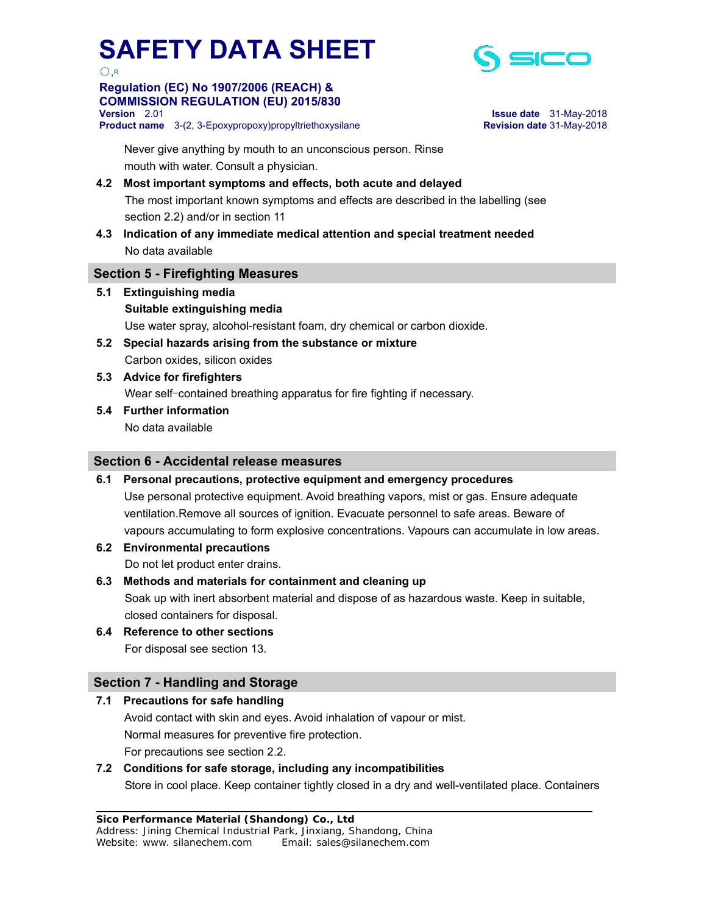Never give anything by mouth to an unconscious person. Rinse mouth with water. Consult a physician.

**4.2 Most important symptoms and effects, both acute and delayed**

The most important known symptoms and effects are described in the labelling (see section 2.2) and/or in section 11

**4.3 Indication of any immediate medical attention and special treatment needed**

No data available

## Section 5 - Firefighting Measures

**5.1 Extinguishing media**

**Suitable extinguishing media**

Use water spray, alcohol-resistant foam, dry chemical or carbon dioxide.

**5.2 Special hazards arising from the substance or mixture**

Carbon oxides, silicon oxides

**5.3 Advice for firefighters**

Wear self-contained breathing apparatus for fire fighting if necessary.

**5.4 Further information**

No data available

## Section 6 - Accidental release measures

**6.1 Personal precautions, protective equipment and emergency procedures**

Use personal protective equipment. Avoid breathing vapors, mist or gas. Ensure adequate ventilation.Remove all sources of ignition. Evacuate personnel to safe areas. Beware of vapours accumulating to form explosive concentrations. Vapours can accumulate in low areas.

**6.2 Environmental precautions**

Do not let product enter drains.

**6.3 Methods and materials for containment and cleaning up**

Soak up with inert absorbent material and dispose of as hazardous waste. Keep in suitable, closed containers for disposal.

**6.4 Reference to other sections**

For disposal see section 13.

## Section 7 - Handling and Storage

**7.1 Precautions for safe handling**

Avoid contact with skin and eyes. Avoid inhalation of vapour or mist.

Normal measures for preventive fire protection.

For precautions see section 2.2.

**7.2 Conditions for safe storage, including any incompatibilities**

Store in cool place. Keep container tightly closed in a dry and well-ventilated place. Containers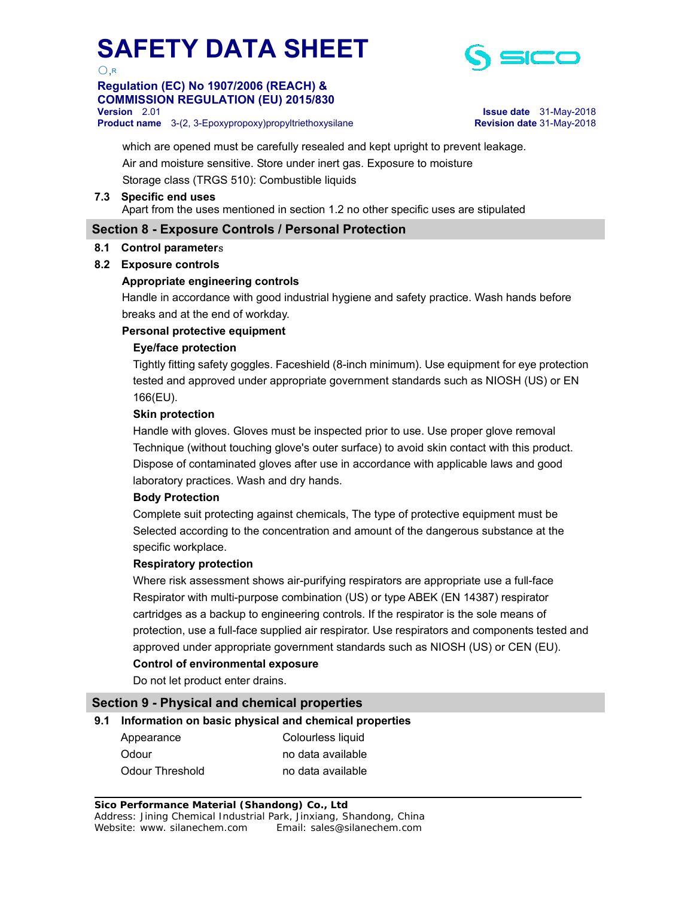which are opened must be carefully resealed and kept upright to prevent leakage.

Air and moisture sensitive. Store under inert gas. Exposure to moisture

Storage class (TRGS 510): Combustible liquids

**7.3 Specific end uses**

Apart from the uses mentioned in section 1.2 no other specific uses are stipulated

## Section 8 - Exposure Controls / Personal Protection

**8.1 Control parameters**

**8.2 Exposure controls**

**Appropriate engineering controls**

Handle in accordance with good industrial hygiene and safety practice. Wash hands before breaks and at the end of workday.

**Personal protective equipment**

**Eye/face protection**

Tightly fitting safety goggles. Faceshield (8-inch minimum). Use equipment for eye protection tested and approved under appropriate government standards such as NIOSH (US) or EN 166(EU).

**Skin protection**

Handle with gloves. Gloves must be inspected prior to use. Use proper glove removal Technique (without touching glove's outer surface) to avoid skin contact with this product. Dispose of contaminated gloves after use in accordance with applicable laws and good laboratory practices. Wash and dry hands.

**Body Protection**

Complete suit protecting against chemicals, The type of protective equipment must be Selected according to the concentration and amount of the dangerous substance at the specific workplace.

**Respiratory protection**

Where risk assessment shows air-purifying respirators are appropriate use a full-face Respirator with multi-purpose combination (US) or type ABEK (EN 14387) respirator cartridges as a backup to engineering controls. If the respirator is the sole means of protection, use a full-face supplied air respirator. Use respirators and components tested and approved under appropriate government standards such as NIOSH (US) or CEN (EU).

**Control of environmental exposure**

Do not let product enter drains.

## Section 9 - Physical and chemical properties

**9.1 Information on basic physical and chemical properties**

| | |
|---|---|
| Appearance | Colourless liquid |
| Odour | no data available |
| Odour Threshold | no data available |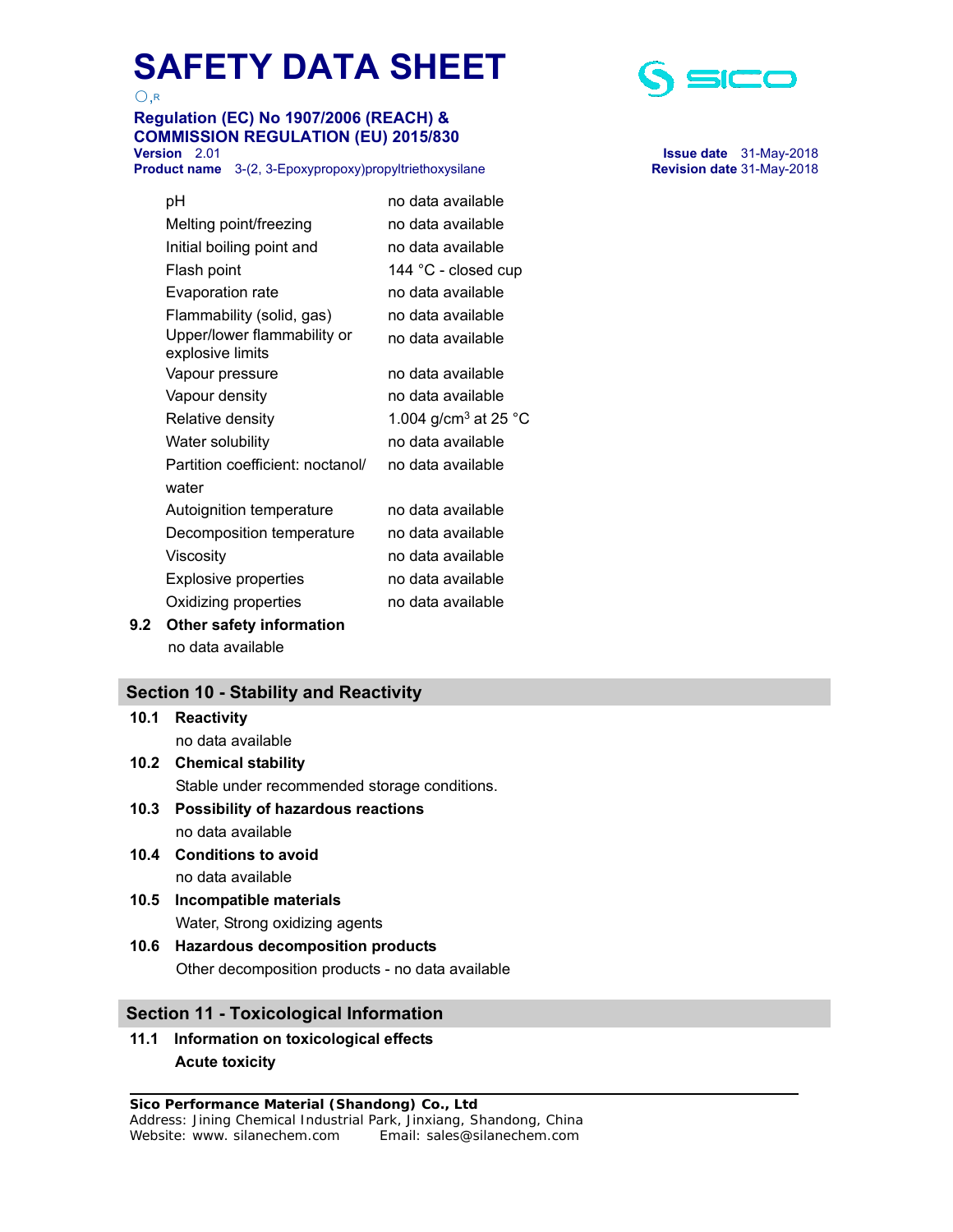| | |
|---|---|
| pH | no data available |
| Melting point/freezing | no data available |
| Initial boiling point and | no data available |
| Flash point | 144 °C - closed cup |
| Evaporation rate | no data available |
| Flammability (solid, gas) | no data available |
| Upper/lower flammability or explosive limits | no data available |
| Vapour pressure | no data available |
| Vapour density | no data available |
| Relative density | 1.004 g/cm$^3$ at 25 °C |
| Water solubility | no data available |
| Partition coefficient: noctanol/ water | no data available |
| Autoignition temperature | no data available |
| Decomposition temperature | no data available |
| Viscosity | no data available |
| Explosive properties | no data available |
| Oxidizing properties | no data available |

**9.2 Other safety information**

no data available

## Section 10 - Stability and Reactivity

**10.1 Reactivity**

no data available

**10.2 Chemical stability**

Stable under recommended storage conditions.

**10.3 Possibility of hazardous reactions**

no data available

**10.4 Conditions to avoid**

no data available

**10.5 Incompatible materials**

Water, Strong oxidizing agents

**10.6 Hazardous decomposition products**

Other decomposition products - no data available

## Section 11 - Toxicological Information

**11.1 Information on toxicological effects**

**Acute toxicity**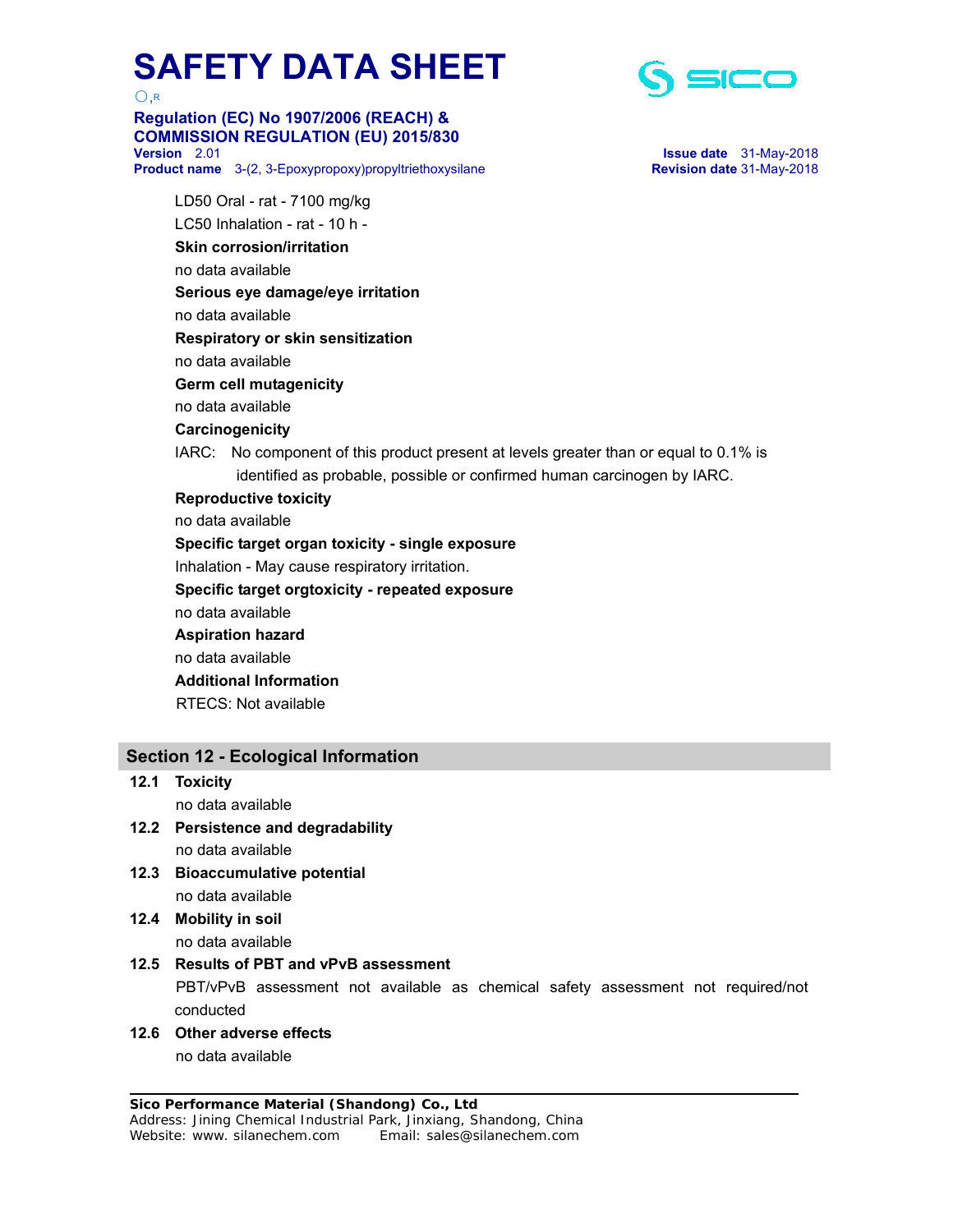LD50 Oral - rat - 7100 mg/kg

LC50 Inhalation - rat - 10 h -

**Skin corrosion/irritation**

no data available

**Serious eye damage/eye irritation**

no data available

**Respiratory or skin sensitization**

no data available

**Germ cell mutagenicity**

no data available

**Carcinogenicity**

IARC: No component of this product present at levels greater than or equal to 0.1% is identified as probable, possible or confirmed human carcinogen by IARC.

**Reproductive toxicity**

no data available

**Specific target organ toxicity - single exposure**

Inhalation - May cause respiratory irritation.

**Specific target orgtoxicity - repeated exposure**

no data available

**Aspiration hazard**

no data available

**Additional Information**

RTECS: Not available

## Section 12 - Ecological Information

**12.1 Toxicity**

no data available

**12.2 Persistence and degradability**

no data available

**12.3 Bioaccumulative potential**

no data available

**12.4 Mobility in soil**

no data available

**12.5 Results of PBT and vPvB assessment**

PBT/vPvB assessment not available as chemical safety assessment not required/not conducted

**12.6 Other adverse effects**

no data available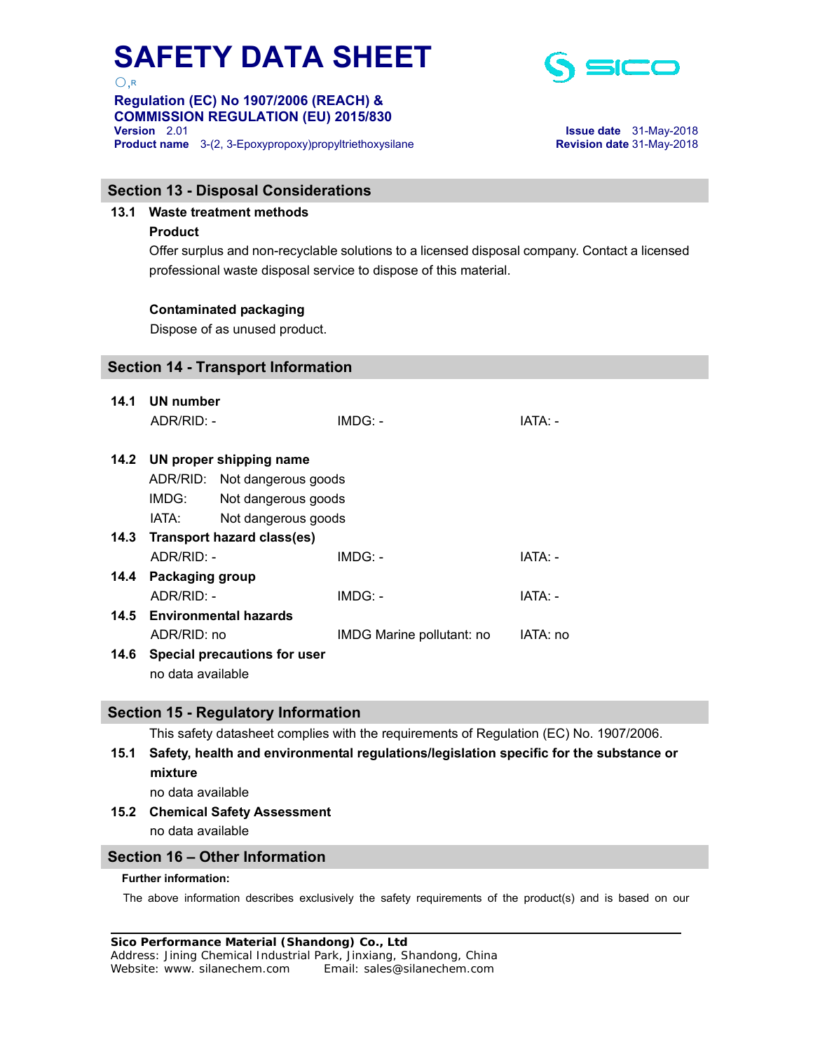## Section 13 - Disposal Considerations

**13.1 Waste treatment methods**

**Product**

Offer surplus and non-recyclable solutions to a licensed disposal company. Contact a licensed professional waste disposal service to dispose of this material.

**Contaminated packaging**

Dispose of as unused product.

## Section 14 - Transport Information

**14.1 UN number**

| ADR/RID: - | IMDG: - | IATA: - |
|---|---|---|

**14.2 UN proper shipping name**

ADR/RID: Not dangerous goods
IMDG: Not dangerous goods
IATA: Not dangerous goods

**14.3 Transport hazard class(es)**

| ADR/RID: - | IMDG: - | IATA: - |
|---|---|---|

**14.4 Packaging group**

| ADR/RID: - | IMDG: - | IATA: - |
|---|---|---|

**14.5 Environmental hazards**

| ADR/RID: no | IMDG Marine pollutant: no | IATA: no |
|---|---|---|

**14.6 Special precautions for user**

no data available

## Section 15 - Regulatory Information

This safety datasheet complies with the requirements of Regulation (EC) No. 1907/2006.

**15.1 Safety, health and environmental regulations/legislation specific for the substance or mixture**

no data available

**15.2 Chemical Safety Assessment**

no data available

## Section 16 – Other Information

**Further information:**

The above information describes exclusively the safety requirements of the product(s) and is based on our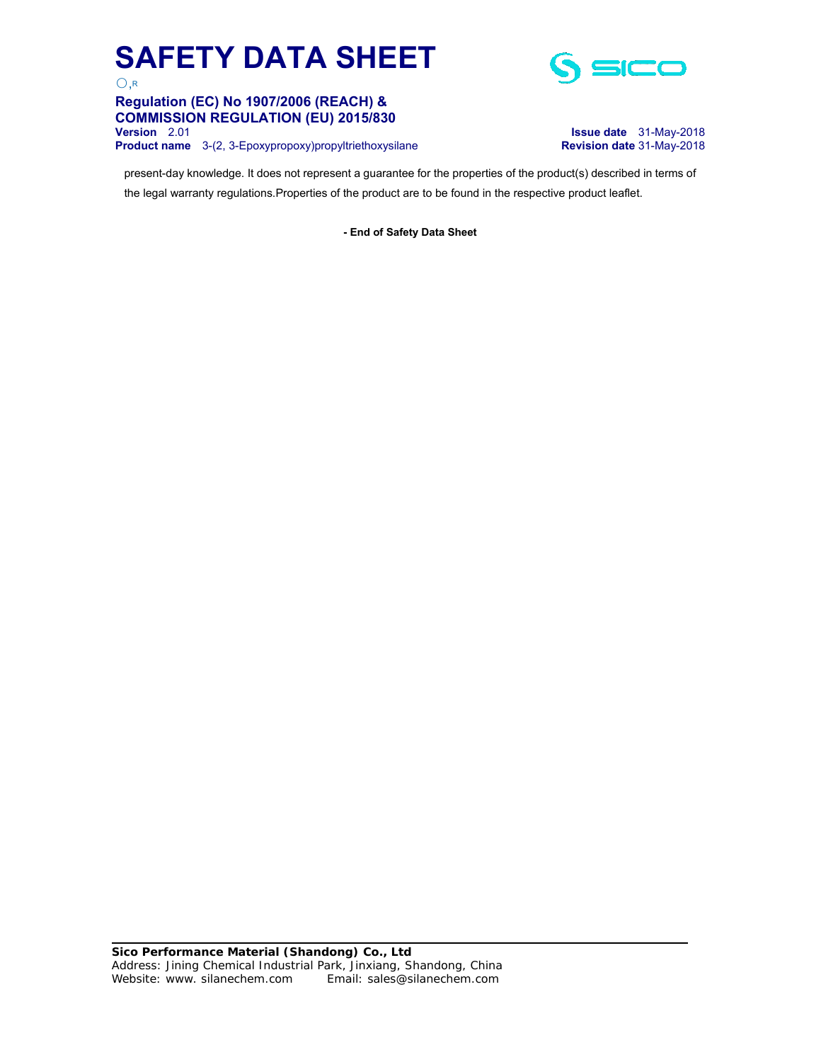present-day knowledge. It does not represent a guarantee for the properties of the product(s) described in terms of the legal warranty regulations.Properties of the product are to be found in the respective product leaflet.

**- End of Safety Data Sheet**